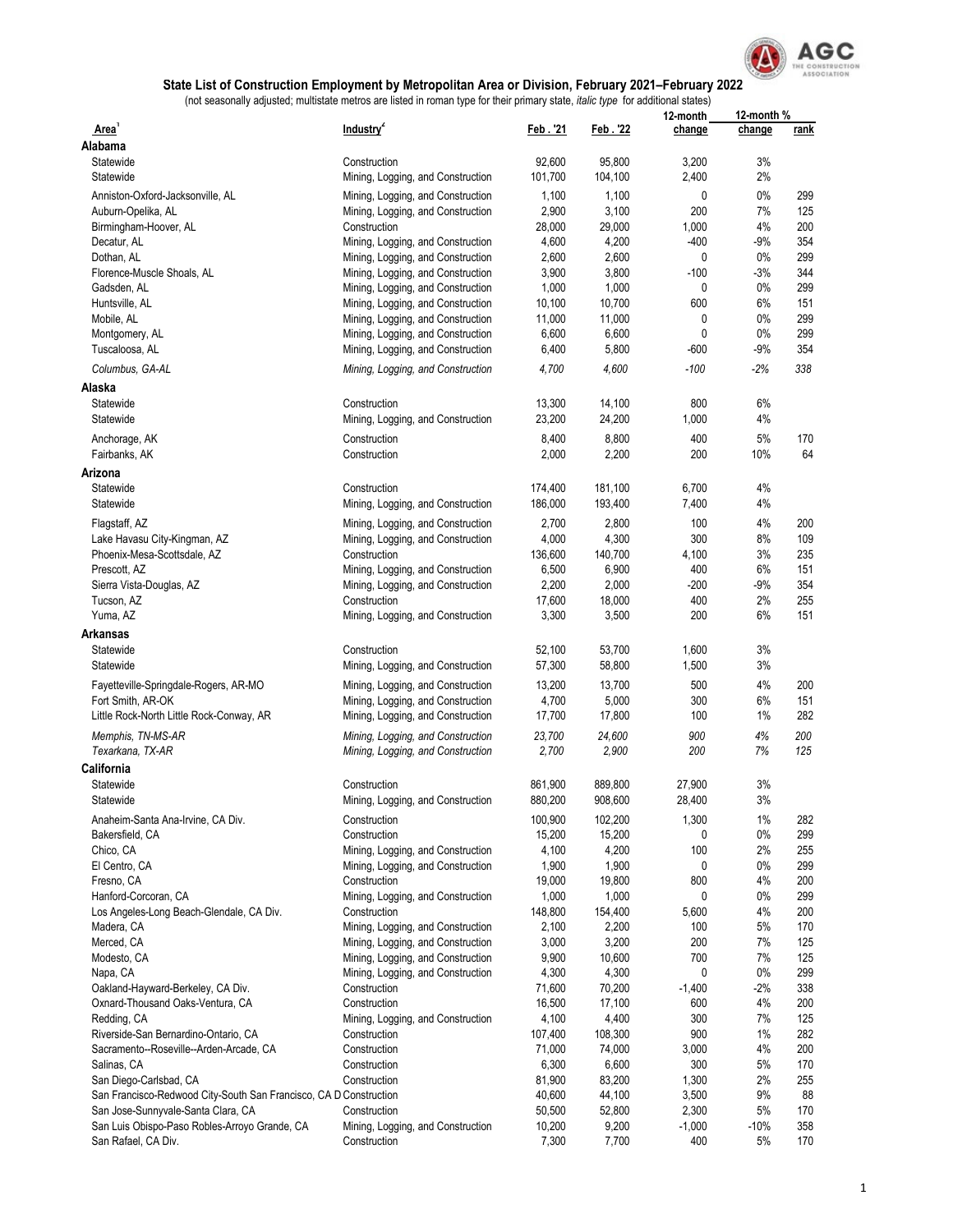## State List of Construction Employment by Metropolitan Area or Division, February 2021–February 2022

(not seasonally adjusted; multistate metros are listed in roman type for their primary state, *italic type* for additional states)

| Area[1] | Industry[2] | Feb . '21 | Feb . '22 | 12-month change | 12-month % change | rank |
|---|---|---|---|---|---|---|
| **Alabama** | | | | | | |
| Statewide | Construction | 92,600 | 95,800 | 3,200 | 3% | |
| Statewide | Mining, Logging, and Construction | 101,700 | 104,100 | 2,400 | 2% | |
| Anniston-Oxford-Jacksonville, AL | Mining, Logging, and Construction | 1,100 | 1,100 | 0 | 0% | 299 |
| Auburn-Opelika, AL | Mining, Logging, and Construction | 2,900 | 3,100 | 200 | 7% | 125 |
| Birmingham-Hoover, AL | Construction | 28,000 | 29,000 | 1,000 | 4% | 200 |
| Decatur, AL | Mining, Logging, and Construction | 4,600 | 4,200 | -400 | -9% | 354 |
| Dothan, AL | Mining, Logging, and Construction | 2,600 | 2,600 | 0 | 0% | 299 |
| Florence-Muscle Shoals, AL | Mining, Logging, and Construction | 3,900 | 3,800 | -100 | -3% | 344 |
| Gadsden, AL | Mining, Logging, and Construction | 1,000 | 1,000 | 0 | 0% | 299 |
| Huntsville, AL | Mining, Logging, and Construction | 10,100 | 10,700 | 600 | 6% | 151 |
| Mobile, AL | Mining, Logging, and Construction | 11,000 | 11,000 | 0 | 0% | 299 |
| Montgomery, AL | Mining, Logging, and Construction | 6,600 | 6,600 | 0 | 0% | 299 |
| Tuscaloosa, AL | Mining, Logging, and Construction | 6,400 | 5,800 | -600 | -9% | 354 |
| *Columbus, GA-AL* | *Mining, Logging, and Construction* | *4,700* | *4,600* | *-100* | *-2%* | *338* |
| **Alaska** | | | | | | |
| Statewide | Construction | 13,300 | 14,100 | 800 | 6% | |
| Statewide | Mining, Logging, and Construction | 23,200 | 24,200 | 1,000 | 4% | |
| Anchorage, AK | Construction | 8,400 | 8,800 | 400 | 5% | 170 |
| Fairbanks, AK | Construction | 2,000 | 2,200 | 200 | 10% | 64 |
| **Arizona** | | | | | | |
| Statewide | Construction | 174,400 | 181,100 | 6,700 | 4% | |
| Statewide | Mining, Logging, and Construction | 186,000 | 193,400 | 7,400 | 4% | |
| Flagstaff, AZ | Mining, Logging, and Construction | 2,700 | 2,800 | 100 | 4% | 200 |
| Lake Havasu City-Kingman, AZ | Mining, Logging, and Construction | 4,000 | 4,300 | 300 | 8% | 109 |
| Phoenix-Mesa-Scottsdale, AZ | Construction | 136,600 | 140,700 | 4,100 | 3% | 235 |
| Prescott, AZ | Mining, Logging, and Construction | 6,500 | 6,900 | 400 | 6% | 151 |
| Sierra Vista-Douglas, AZ | Mining, Logging, and Construction | 2,200 | 2,000 | -200 | -9% | 354 |
| Tucson, AZ | Construction | 17,600 | 18,000 | 400 | 2% | 255 |
| Yuma, AZ | Mining, Logging, and Construction | 3,300 | 3,500 | 200 | 6% | 151 |
| **Arkansas** | | | | | | |
| Statewide | Construction | 52,100 | 53,700 | 1,600 | 3% | |
| Statewide | Mining, Logging, and Construction | 57,300 | 58,800 | 1,500 | 3% | |
| Fayetteville-Springdale-Rogers, AR-MO | Mining, Logging, and Construction | 13,200 | 13,700 | 500 | 4% | 200 |
| Fort Smith, AR-OK | Mining, Logging, and Construction | 4,700 | 5,000 | 300 | 6% | 151 |
| Little Rock-North Little Rock-Conway, AR | Mining, Logging, and Construction | 17,700 | 17,800 | 100 | 1% | 282 |
| *Memphis, TN-MS-AR* | *Mining, Logging, and Construction* | *23,700* | *24,600* | *900* | *4%* | *200* |
| *Texarkana, TX-AR* | *Mining, Logging, and Construction* | *2,700* | *2,900* | *200* | *7%* | *125* |
| **California** | | | | | | |
| Statewide | Construction | 861,900 | 889,800 | 27,900 | 3% | |
| Statewide | Mining, Logging, and Construction | 880,200 | 908,600 | 28,400 | 3% | |
| Anaheim-Santa Ana-Irvine, CA Div. | Construction | 100,900 | 102,200 | 1,300 | 1% | 282 |
| Bakersfield, CA | Construction | 15,200 | 15,200 | 0 | 0% | 299 |
| Chico, CA | Mining, Logging, and Construction | 4,100 | 4,200 | 100 | 2% | 255 |
| El Centro, CA | Mining, Logging, and Construction | 1,900 | 1,900 | 0 | 0% | 299 |
| Fresno, CA | Construction | 19,000 | 19,800 | 800 | 4% | 200 |
| Hanford-Corcoran, CA | Mining, Logging, and Construction | 1,000 | 1,000 | 0 | 0% | 299 |
| Los Angeles-Long Beach-Glendale, CA Div. | Construction | 148,800 | 154,400 | 5,600 | 4% | 200 |
| Madera, CA | Mining, Logging, and Construction | 2,100 | 2,200 | 100 | 5% | 170 |
| Merced, CA | Mining, Logging, and Construction | 3,000 | 3,200 | 200 | 7% | 125 |
| Modesto, CA | Mining, Logging, and Construction | 9,900 | 10,600 | 700 | 7% | 125 |
| Napa, CA | Mining, Logging, and Construction | 4,300 | 4,300 | 0 | 0% | 299 |
| Oakland-Hayward-Berkeley, CA Div. | Construction | 71,600 | 70,200 | -1,400 | -2% | 338 |
| Oxnard-Thousand Oaks-Ventura, CA | Construction | 16,500 | 17,100 | 600 | 4% | 200 |
| Redding, CA | Mining, Logging, and Construction | 4,100 | 4,400 | 300 | 7% | 125 |
| Riverside-San Bernardino-Ontario, CA | Construction | 107,400 | 108,300 | 900 | 1% | 282 |
| Sacramento--Roseville--Arden-Arcade, CA | Construction | 71,000 | 74,000 | 3,000 | 4% | 200 |
| Salinas, CA | Construction | 6,300 | 6,600 | 300 | 5% | 170 |
| San Diego-Carlsbad, CA | Construction | 81,900 | 83,200 | 1,300 | 2% | 255 |
| San Francisco-Redwood City-South San Francisco, CA D | Construction | 40,600 | 44,100 | 3,500 | 9% | 88 |
| San Jose-Sunnyvale-Santa Clara, CA | Construction | 50,500 | 52,800 | 2,300 | 5% | 170 |
| San Luis Obispo-Paso Robles-Arroyo Grande, CA | Mining, Logging, and Construction | 10,200 | 9,200 | -1,000 | -10% | 358 |
| San Rafael, CA Div. | Construction | 7,300 | 7,700 | 400 | 5% | 170 |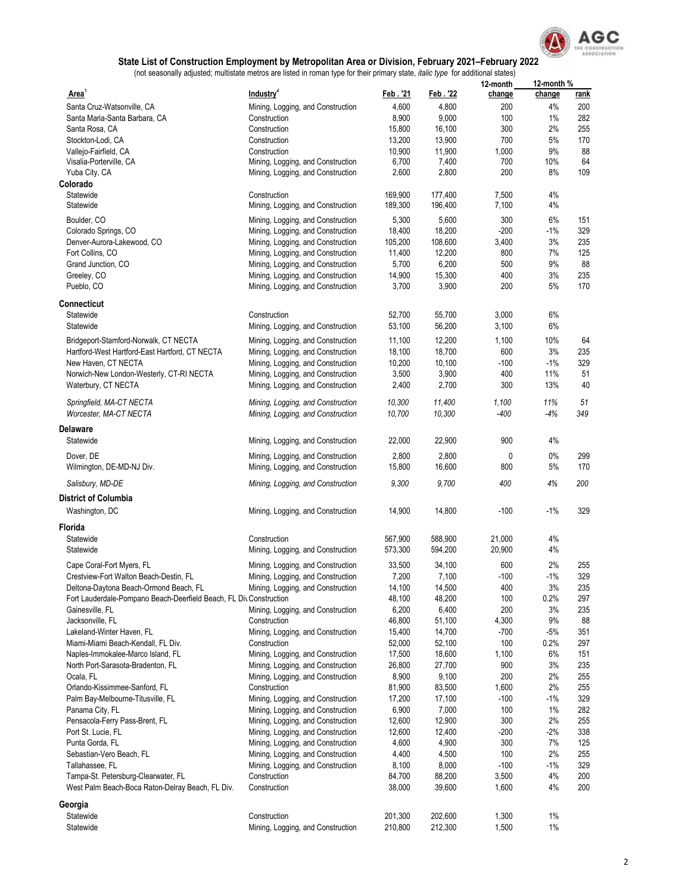## State List of Construction Employment by Metropolitan Area or Division, February 2021–February 2022

(not seasonally adjusted; multistate metros are listed in roman type for their primary state, *italic type* for additional states)

| Area[1] | Industry[2] | Feb . '21 | Feb . '22 | 12-month change | 12-month % change | rank |
|---|---|---|---|---|---|---|
| Santa Cruz-Watsonville, CA | Mining, Logging, and Construction | 4,600 | 4,800 | 200 | 4% | 200 |
| Santa Maria-Santa Barbara, CA | Construction | 8,900 | 9,000 | 100 | 1% | 282 |
| Santa Rosa, CA | Construction | 15,800 | 16,100 | 300 | 2% | 255 |
| Stockton-Lodi, CA | Construction | 13,200 | 13,900 | 700 | 5% | 170 |
| Vallejo-Fairfield, CA | Construction | 10,900 | 11,900 | 1,000 | 9% | 88 |
| Visalia-Porterville, CA | Mining, Logging, and Construction | 6,700 | 7,400 | 700 | 10% | 64 |
| Yuba City, CA | Mining, Logging, and Construction | 2,600 | 2,800 | 200 | 8% | 109 |
| **Colorado** | | | | | | |
| Statewide | Construction | 169,900 | 177,400 | 7,500 | 4% | |
| Statewide | Mining, Logging, and Construction | 189,300 | 196,400 | 7,100 | 4% | |
| Boulder, CO | Mining, Logging, and Construction | 5,300 | 5,600 | 300 | 6% | 151 |
| Colorado Springs, CO | Mining, Logging, and Construction | 18,400 | 18,200 | -200 | -1% | 329 |
| Denver-Aurora-Lakewood, CO | Mining, Logging, and Construction | 105,200 | 108,600 | 3,400 | 3% | 235 |
| Fort Collins, CO | Mining, Logging, and Construction | 11,400 | 12,200 | 800 | 7% | 125 |
| Grand Junction, CO | Mining, Logging, and Construction | 5,700 | 6,200 | 500 | 9% | 88 |
| Greeley, CO | Mining, Logging, and Construction | 14,900 | 15,300 | 400 | 3% | 235 |
| Pueblo, CO | Mining, Logging, and Construction | 3,700 | 3,900 | 200 | 5% | 170 |
| **Connecticut** | | | | | | |
| Statewide | Construction | 52,700 | 55,700 | 3,000 | 6% | |
| Statewide | Mining, Logging, and Construction | 53,100 | 56,200 | 3,100 | 6% | |
| Bridgeport-Stamford-Norwalk, CT NECTA | Mining, Logging, and Construction | 11,100 | 12,200 | 1,100 | 10% | 64 |
| Hartford-West Hartford-East Hartford, CT NECTA | Mining, Logging, and Construction | 18,100 | 18,700 | 600 | 3% | 235 |
| New Haven, CT NECTA | Mining, Logging, and Construction | 10,200 | 10,100 | -100 | -1% | 329 |
| Norwich-New London-Westerly, CT-RI NECTA | Mining, Logging, and Construction | 3,500 | 3,900 | 400 | 11% | 51 |
| Waterbury, CT NECTA | Mining, Logging, and Construction | 2,400 | 2,700 | 300 | 13% | 40 |
| *Springfield, MA-CT NECTA* | *Mining, Logging, and Construction* | *10,300* | *11,400* | *1,100* | *11%* | *51* |
| *Worcester, MA-CT NECTA* | *Mining, Logging, and Construction* | *10,700* | *10,300* | *-400* | *-4%* | *349* |
| **Delaware** | | | | | | |
| Statewide | Mining, Logging, and Construction | 22,000 | 22,900 | 900 | 4% | |
| Dover, DE | Mining, Logging, and Construction | 2,800 | 2,800 | 0 | 0% | 299 |
| Wilmington, DE-MD-NJ Div. | Mining, Logging, and Construction | 15,800 | 16,600 | 800 | 5% | 170 |
| *Salisbury, MD-DE* | *Mining, Logging, and Construction* | *9,300* | *9,700* | *400* | *4%* | *200* |
| **District of Columbia** | | | | | | |
| Washington, DC | Mining, Logging, and Construction | 14,900 | 14,800 | -100 | -1% | 329 |
| **Florida** | | | | | | |
| Statewide | Construction | 567,900 | 588,900 | 21,000 | 4% | |
| Statewide | Mining, Logging, and Construction | 573,300 | 594,200 | 20,900 | 4% | |
| Cape Coral-Fort Myers, FL | Mining, Logging, and Construction | 33,500 | 34,100 | 600 | 2% | 255 |
| Crestview-Fort Walton Beach-Destin, FL | Mining, Logging, and Construction | 7,200 | 7,100 | -100 | -1% | 329 |
| Deltona-Daytona Beach-Ormond Beach, FL | Mining, Logging, and Construction | 14,100 | 14,500 | 400 | 3% | 235 |
| Fort Lauderdale-Pompano Beach-Deerfield Beach, FL Div | Construction | 48,100 | 48,200 | 100 | 0.2% | 297 |
| Gainesville, FL | Mining, Logging, and Construction | 6,200 | 6,400 | 200 | 3% | 235 |
| Jacksonville, FL | Construction | 46,800 | 51,100 | 4,300 | 9% | 88 |
| Lakeland-Winter Haven, FL | Mining, Logging, and Construction | 15,400 | 14,700 | -700 | -5% | 351 |
| Miami-Miami Beach-Kendall, FL Div. | Construction | 52,000 | 52,100 | 100 | 0.2% | 297 |
| Naples-Immokalee-Marco Island, FL | Mining, Logging, and Construction | 17,500 | 18,600 | 1,100 | 6% | 151 |
| North Port-Sarasota-Bradenton, FL | Mining, Logging, and Construction | 26,800 | 27,700 | 900 | 3% | 235 |
| Ocala, FL | Mining, Logging, and Construction | 8,900 | 9,100 | 200 | 2% | 255 |
| Orlando-Kissimmee-Sanford, FL | Construction | 81,900 | 83,500 | 1,600 | 2% | 255 |
| Palm Bay-Melbourne-Titusville, FL | Mining, Logging, and Construction | 17,200 | 17,100 | -100 | -1% | 329 |
| Panama City, FL | Mining, Logging, and Construction | 6,900 | 7,000 | 100 | 1% | 282 |
| Pensacola-Ferry Pass-Brent, FL | Mining, Logging, and Construction | 12,600 | 12,900 | 300 | 2% | 255 |
| Port St. Lucie, FL | Mining, Logging, and Construction | 12,600 | 12,400 | -200 | -2% | 338 |
| Punta Gorda, FL | Mining, Logging, and Construction | 4,600 | 4,900 | 300 | 7% | 125 |
| Sebastian-Vero Beach, FL | Mining, Logging, and Construction | 4,400 | 4,500 | 100 | 2% | 255 |
| Tallahassee, FL | Mining, Logging, and Construction | 8,100 | 8,000 | -100 | -1% | 329 |
| Tampa-St. Petersburg-Clearwater, FL | Construction | 84,700 | 88,200 | 3,500 | 4% | 200 |
| West Palm Beach-Boca Raton-Delray Beach, FL Div. | Construction | 38,000 | 39,600 | 1,600 | 4% | 200 |
| **Georgia** | | | | | | |
| Statewide | Construction | 201,300 | 202,600 | 1,300 | 1% | |
| Statewide | Mining, Logging, and Construction | 210,800 | 212,300 | 1,500 | 1% | |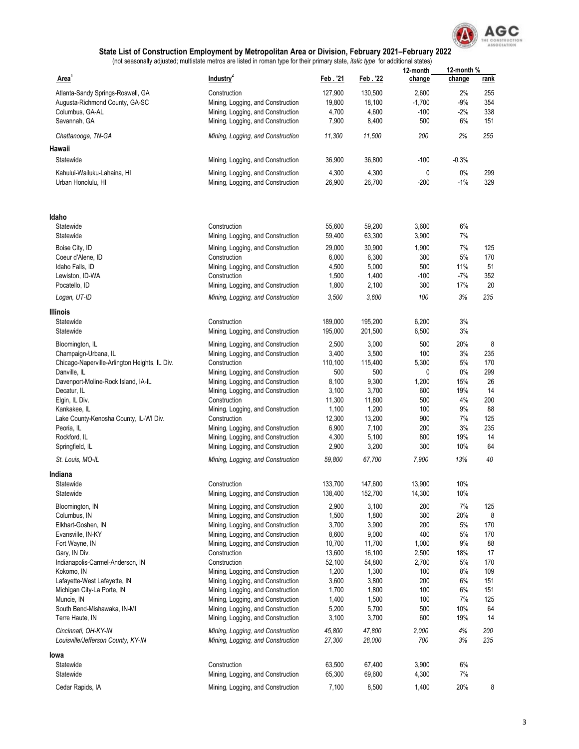## State List of Construction Employment by Metropolitan Area or Division, February 2021–February 2022

(not seasonally adjusted; multistate metros are listed in roman type for their primary state, *italic type* for additional states)

| Area[1] | Industry[2] | Feb . '21 | Feb . '22 | 12-month change | 12-month % change | rank |
|---|---|---|---|---|---|---|
| Atlanta-Sandy Springs-Roswell, GA | Construction | 127,900 | 130,500 | 2,600 | 2% | 255 |
| Augusta-Richmond County, GA-SC | Mining, Logging, and Construction | 19,800 | 18,100 | -1,700 | -9% | 354 |
| Columbus, GA-AL | Mining, Logging, and Construction | 4,700 | 4,600 | -100 | -2% | 338 |
| Savannah, GA | Mining, Logging, and Construction | 7,900 | 8,400 | 500 | 6% | 151 |
| *Chattanooga, TN-GA* | *Mining, Logging, and Construction* | *11,300* | *11,500* | *200* | *2%* | *255* |
| **Hawaii** | | | | | | |
| Statewide | Mining, Logging, and Construction | 36,900 | 36,800 | -100 | -0.3% | |
| Kahului-Wailuku-Lahaina, HI | Mining, Logging, and Construction | 4,300 | 4,300 | 0 | 0% | 299 |
| Urban Honolulu, HI | Mining, Logging, and Construction | 26,900 | 26,700 | -200 | -1% | 329 |
| **Idaho** | | | | | | |
| Statewide | Construction | 55,600 | 59,200 | 3,600 | 6% | |
| Statewide | Mining, Logging, and Construction | 59,400 | 63,300 | 3,900 | 7% | |
| Boise City, ID | Mining, Logging, and Construction | 29,000 | 30,900 | 1,900 | 7% | 125 |
| Coeur d'Alene, ID | Construction | 6,000 | 6,300 | 300 | 5% | 170 |
| Idaho Falls, ID | Mining, Logging, and Construction | 4,500 | 5,000 | 500 | 11% | 51 |
| Lewiston, ID-WA | Construction | 1,500 | 1,400 | -100 | -7% | 352 |
| Pocatello, ID | Mining, Logging, and Construction | 1,800 | 2,100 | 300 | 17% | 20 |
| *Logan, UT-ID* | *Mining, Logging, and Construction* | *3,500* | *3,600* | *100* | *3%* | *235* |
| **Illinois** | | | | | | |
| Statewide | Construction | 189,000 | 195,200 | 6,200 | 3% | |
| Statewide | Mining, Logging, and Construction | 195,000 | 201,500 | 6,500 | 3% | |
| Bloomington, IL | Mining, Logging, and Construction | 2,500 | 3,000 | 500 | 20% | 8 |
| Champaign-Urbana, IL | Mining, Logging, and Construction | 3,400 | 3,500 | 100 | 3% | 235 |
| Chicago-Naperville-Arlington Heights, IL Div. | Construction | 110,100 | 115,400 | 5,300 | 5% | 170 |
| Danville, IL | Mining, Logging, and Construction | 500 | 500 | 0 | 0% | 299 |
| Davenport-Moline-Rock Island, IA-IL | Mining, Logging, and Construction | 8,100 | 9,300 | 1,200 | 15% | 26 |
| Decatur, IL | Mining, Logging, and Construction | 3,100 | 3,700 | 600 | 19% | 14 |
| Elgin, IL Div. | Construction | 11,300 | 11,800 | 500 | 4% | 200 |
| Kankakee, IL | Mining, Logging, and Construction | 1,100 | 1,200 | 100 | 9% | 88 |
| Lake County-Kenosha County, IL-WI Div. | Construction | 12,300 | 13,200 | 900 | 7% | 125 |
| Peoria, IL | Mining, Logging, and Construction | 6,900 | 7,100 | 200 | 3% | 235 |
| Rockford, IL | Mining, Logging, and Construction | 4,300 | 5,100 | 800 | 19% | 14 |
| Springfield, IL | Mining, Logging, and Construction | 2,900 | 3,200 | 300 | 10% | 64 |
| *St. Louis, MO-IL* | *Mining, Logging, and Construction* | *59,800* | *67,700* | *7,900* | *13%* | *40* |
| **Indiana** | | | | | | |
| Statewide | Construction | 133,700 | 147,600 | 13,900 | 10% | |
| Statewide | Mining, Logging, and Construction | 138,400 | 152,700 | 14,300 | 10% | |
| Bloomington, IN | Mining, Logging, and Construction | 2,900 | 3,100 | 200 | 7% | 125 |
| Columbus, IN | Mining, Logging, and Construction | 1,500 | 1,800 | 300 | 20% | 8 |
| Elkhart-Goshen, IN | Mining, Logging, and Construction | 3,700 | 3,900 | 200 | 5% | 170 |
| Evansville, IN-KY | Mining, Logging, and Construction | 8,600 | 9,000 | 400 | 5% | 170 |
| Fort Wayne, IN | Mining, Logging, and Construction | 10,700 | 11,700 | 1,000 | 9% | 88 |
| Gary, IN Div. | Construction | 13,600 | 16,100 | 2,500 | 18% | 17 |
| Indianapolis-Carmel-Anderson, IN | Construction | 52,100 | 54,800 | 2,700 | 5% | 170 |
| Kokomo, IN | Mining, Logging, and Construction | 1,200 | 1,300 | 100 | 8% | 109 |
| Lafayette-West Lafayette, IN | Mining, Logging, and Construction | 3,600 | 3,800 | 200 | 6% | 151 |
| Michigan City-La Porte, IN | Mining, Logging, and Construction | 1,700 | 1,800 | 100 | 6% | 151 |
| Muncie, IN | Mining, Logging, and Construction | 1,400 | 1,500 | 100 | 7% | 125 |
| South Bend-Mishawaka, IN-MI | Mining, Logging, and Construction | 5,200 | 5,700 | 500 | 10% | 64 |
| Terre Haute, IN | Mining, Logging, and Construction | 3,100 | 3,700 | 600 | 19% | 14 |
| *Cincinnati, OH-KY-IN* | *Mining, Logging, and Construction* | *45,800* | *47,800* | *2,000* | *4%* | *200* |
| *Louisville/Jefferson County, KY-IN* | *Mining, Logging, and Construction* | *27,300* | *28,000* | *700* | *3%* | *235* |
| **Iowa** | | | | | | |
| Statewide | Construction | 63,500 | 67,400 | 3,900 | 6% | |
| Statewide | Mining, Logging, and Construction | 65,300 | 69,600 | 4,300 | 7% | |
| Cedar Rapids, IA | Mining, Logging, and Construction | 7,100 | 8,500 | 1,400 | 20% | 8 |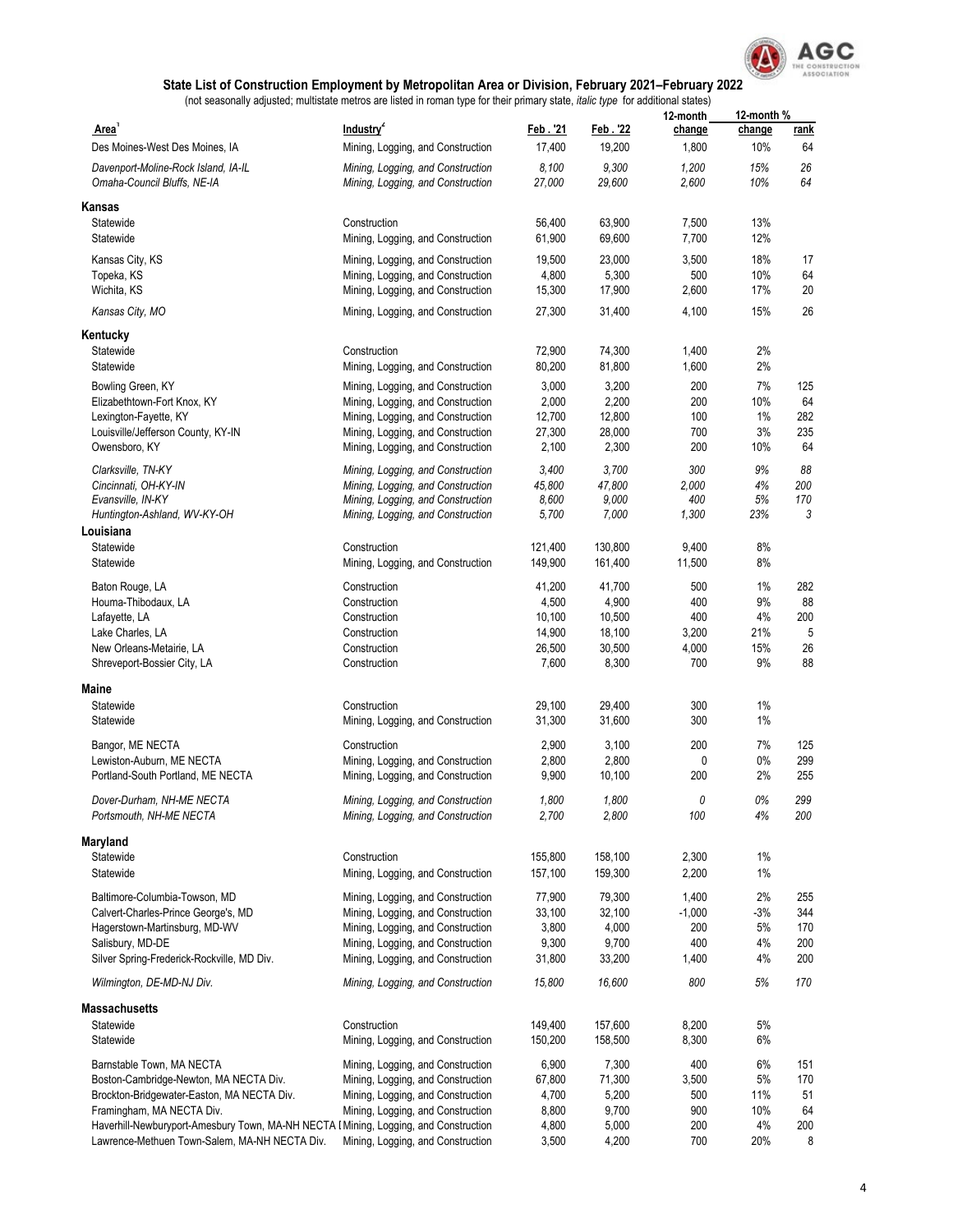## State List of Construction Employment by Metropolitan Area or Division, February 2021–February 2022

(not seasonally adjusted; multistate metros are listed in roman type for their primary state, *italic type* for additional states)

| Area[1] | Industry[2] | Feb . '21 | Feb . '22 | 12-month change | 12-month % change | rank |
|---|---|---|---|---|---|---|
| Des Moines-West Des Moines, IA | Mining, Logging, and Construction | 17,400 | 19,200 | 1,800 | 10% | 64 |
| *Davenport-Moline-Rock Island, IA-IL* | *Mining, Logging, and Construction* | *8,100* | *9,300* | *1,200* | *15%* | *26* |
| *Omaha-Council Bluffs, NE-IA* | *Mining, Logging, and Construction* | *27,000* | *29,600* | *2,600* | *10%* | *64* |
| **Kansas** | | | | | | |
| Statewide | Construction | 56,400 | 63,900 | 7,500 | 13% | |
| Statewide | Mining, Logging, and Construction | 61,900 | 69,600 | 7,700 | 12% | |
| Kansas City, KS | Mining, Logging, and Construction | 19,500 | 23,000 | 3,500 | 18% | 17 |
| Topeka, KS | Mining, Logging, and Construction | 4,800 | 5,300 | 500 | 10% | 64 |
| Wichita, KS | Mining, Logging, and Construction | 15,300 | 17,900 | 2,600 | 17% | 20 |
| *Kansas City, MO* | *Mining, Logging, and Construction* | *27,300* | *31,400* | *4,100* | *15%* | *26* |
| **Kentucky** | | | | | | |
| Statewide | Construction | 72,900 | 74,300 | 1,400 | 2% | |
| Statewide | Mining, Logging, and Construction | 80,200 | 81,800 | 1,600 | 2% | |
| Bowling Green, KY | Mining, Logging, and Construction | 3,000 | 3,200 | 200 | 7% | 125 |
| Elizabethtown-Fort Knox, KY | Mining, Logging, and Construction | 2,000 | 2,200 | 200 | 10% | 64 |
| Lexington-Fayette, KY | Mining, Logging, and Construction | 12,700 | 12,800 | 100 | 1% | 282 |
| Louisville/Jefferson County, KY-IN | Mining, Logging, and Construction | 27,300 | 28,000 | 700 | 3% | 235 |
| Owensboro, KY | Mining, Logging, and Construction | 2,100 | 2,300 | 200 | 10% | 64 |
| *Clarksville, TN-KY* | *Mining, Logging, and Construction* | *3,400* | *3,700* | *300* | *9%* | *88* |
| *Cincinnati, OH-KY-IN* | *Mining, Logging, and Construction* | *45,800* | *47,800* | *2,000* | *4%* | *200* |
| *Evansville, IN-KY* | *Mining, Logging, and Construction* | *8,600* | *9,000* | *400* | *5%* | *170* |
| *Huntington-Ashland, WV-KY-OH* | *Mining, Logging, and Construction* | *5,700* | *7,000* | *1,300* | *23%* | *3* |
| **Louisiana** | | | | | | |
| Statewide | Construction | 121,400 | 130,800 | 9,400 | 8% | |
| Statewide | Mining, Logging, and Construction | 149,900 | 161,400 | 11,500 | 8% | |
| Baton Rouge, LA | Construction | 41,200 | 41,700 | 500 | 1% | 282 |
| Houma-Thibodaux, LA | Construction | 4,500 | 4,900 | 400 | 9% | 88 |
| Lafayette, LA | Construction | 10,100 | 10,500 | 400 | 4% | 200 |
| Lake Charles, LA | Construction | 14,900 | 18,100 | 3,200 | 21% | 5 |
| New Orleans-Metairie, LA | Construction | 26,500 | 30,500 | 4,000 | 15% | 26 |
| Shreveport-Bossier City, LA | Construction | 7,600 | 8,300 | 700 | 9% | 88 |
| **Maine** | | | | | | |
| Statewide | Construction | 29,100 | 29,400 | 300 | 1% | |
| Statewide | Mining, Logging, and Construction | 31,300 | 31,600 | 300 | 1% | |
| Bangor, ME NECTA | Construction | 2,900 | 3,100 | 200 | 7% | 125 |
| Lewiston-Auburn, ME NECTA | Mining, Logging, and Construction | 2,800 | 2,800 | 0 | 0% | 299 |
| Portland-South Portland, ME NECTA | Mining, Logging, and Construction | 9,900 | 10,100 | 200 | 2% | 255 |
| *Dover-Durham, NH-ME NECTA* | *Mining, Logging, and Construction* | *1,800* | *1,800* | *0* | *0%* | *299* |
| *Portsmouth, NH-ME NECTA* | *Mining, Logging, and Construction* | *2,700* | *2,800* | *100* | *4%* | *200* |
| **Maryland** | | | | | | |
| Statewide | Construction | 155,800 | 158,100 | 2,300 | 1% | |
| Statewide | Mining, Logging, and Construction | 157,100 | 159,300 | 2,200 | 1% | |
| Baltimore-Columbia-Towson, MD | Mining, Logging, and Construction | 77,900 | 79,300 | 1,400 | 2% | 255 |
| Calvert-Charles-Prince George's, MD | Mining, Logging, and Construction | 33,100 | 32,100 | -1,000 | -3% | 344 |
| Hagerstown-Martinsburg, MD-WV | Mining, Logging, and Construction | 3,800 | 4,000 | 200 | 5% | 170 |
| Salisbury, MD-DE | Mining, Logging, and Construction | 9,300 | 9,700 | 400 | 4% | 200 |
| Silver Spring-Frederick-Rockville, MD Div. | Mining, Logging, and Construction | 31,800 | 33,200 | 1,400 | 4% | 200 |
| *Wilmington, DE-MD-NJ Div.* | *Mining, Logging, and Construction* | *15,800* | *16,600* | *800* | *5%* | *170* |
| **Massachusetts** | | | | | | |
| Statewide | Construction | 149,400 | 157,600 | 8,200 | 5% | |
| Statewide | Mining, Logging, and Construction | 150,200 | 158,500 | 8,300 | 6% | |
| Barnstable Town, MA NECTA | Mining, Logging, and Construction | 6,900 | 7,300 | 400 | 6% | 151 |
| Boston-Cambridge-Newton, MA NECTA Div. | Mining, Logging, and Construction | 67,800 | 71,300 | 3,500 | 5% | 170 |
| Brockton-Bridgewater-Easton, MA NECTA Div. | Mining, Logging, and Construction | 4,700 | 5,200 | 500 | 11% | 51 |
| Framingham, MA NECTA Div. | Mining, Logging, and Construction | 8,800 | 9,700 | 900 | 10% | 64 |
| Haverhill-Newburyport-Amesbury Town, MA-NH NECTA [ | Mining, Logging, and Construction | 4,800 | 5,000 | 200 | 4% | 200 |
| Lawrence-Methuen Town-Salem, MA-NH NECTA Div. | Mining, Logging, and Construction | 3,500 | 4,200 | 700 | 20% | 8 |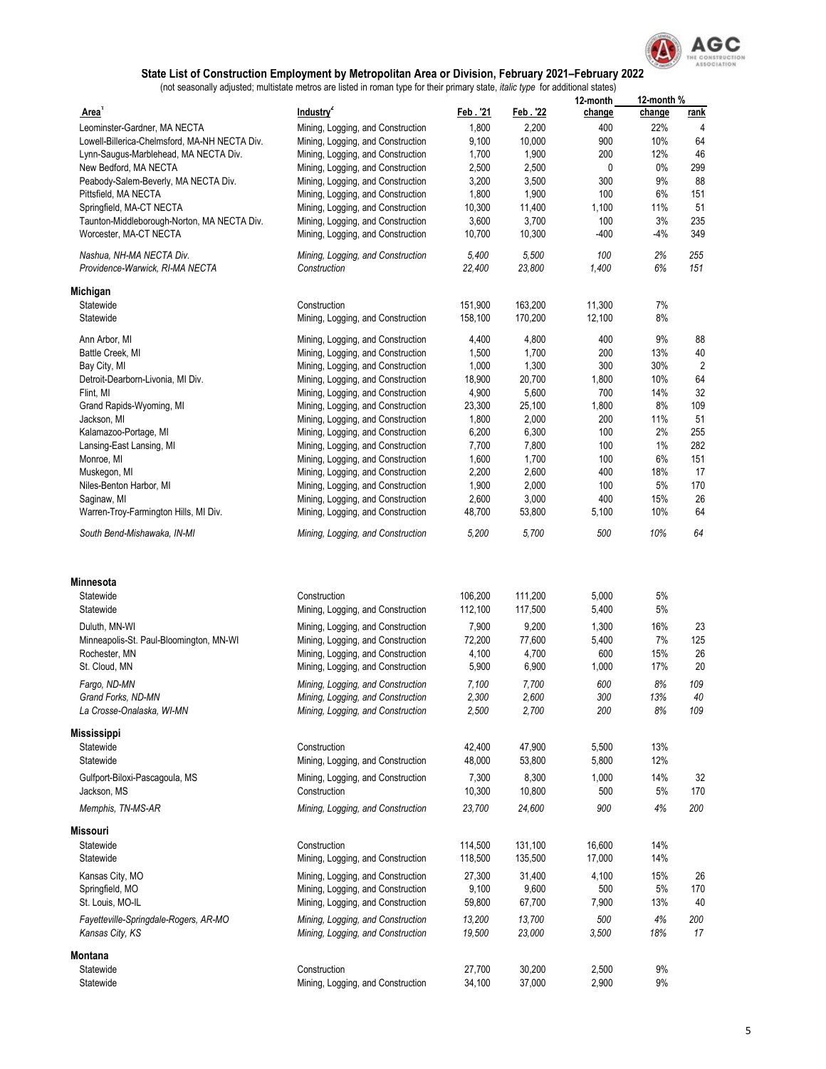## State List of Construction Employment by Metropolitan Area or Division, February 2021–February 2022

(not seasonally adjusted; multistate metros are listed in roman type for their primary state, *italic type* for additional states)

| Area[1] | Industry[2] | Feb . '21 | Feb . '22 | 12-month change | 12-month % change | rank |
|---|---|---|---|---|---|---|
| Leominster-Gardner, MA NECTA | Mining, Logging, and Construction | 1,800 | 2,200 | 400 | 22% | 4 |
| Lowell-Billerica-Chelmsford, MA-NH NECTA Div. | Mining, Logging, and Construction | 9,100 | 10,000 | 900 | 10% | 64 |
| Lynn-Saugus-Marblehead, MA NECTA Div. | Mining, Logging, and Construction | 1,700 | 1,900 | 200 | 12% | 46 |
| New Bedford, MA NECTA | Mining, Logging, and Construction | 2,500 | 2,500 | 0 | 0% | 299 |
| Peabody-Salem-Beverly, MA NECTA Div. | Mining, Logging, and Construction | 3,200 | 3,500 | 300 | 9% | 88 |
| Pittsfield, MA NECTA | Mining, Logging, and Construction | 1,800 | 1,900 | 100 | 6% | 151 |
| Springfield, MA-CT NECTA | Mining, Logging, and Construction | 10,300 | 11,400 | 1,100 | 11% | 51 |
| Taunton-Middleborough-Norton, MA NECTA Div. | Mining, Logging, and Construction | 3,600 | 3,700 | 100 | 3% | 235 |
| Worcester, MA-CT NECTA | Mining, Logging, and Construction | 10,700 | 10,300 | -400 | -4% | 349 |
| *Nashua, NH-MA NECTA Div.* | *Mining, Logging, and Construction* | *5,400* | *5,500* | *100* | *2%* | *255* |
| *Providence-Warwick, RI-MA NECTA* | *Construction* | *22,400* | *23,800* | *1,400* | *6%* | *151* |
| **Michigan** | | | | | | |
| Statewide | Construction | 151,900 | 163,200 | 11,300 | 7% | |
| Statewide | Mining, Logging, and Construction | 158,100 | 170,200 | 12,100 | 8% | |
| Ann Arbor, MI | Mining, Logging, and Construction | 4,400 | 4,800 | 400 | 9% | 88 |
| Battle Creek, MI | Mining, Logging, and Construction | 1,500 | 1,700 | 200 | 13% | 40 |
| Bay City, MI | Mining, Logging, and Construction | 1,000 | 1,300 | 300 | 30% | 2 |
| Detroit-Dearborn-Livonia, MI Div. | Mining, Logging, and Construction | 18,900 | 20,700 | 1,800 | 10% | 64 |
| Flint, MI | Mining, Logging, and Construction | 4,900 | 5,600 | 700 | 14% | 32 |
| Grand Rapids-Wyoming, MI | Mining, Logging, and Construction | 23,300 | 25,100 | 1,800 | 8% | 109 |
| Jackson, MI | Mining, Logging, and Construction | 1,800 | 2,000 | 200 | 11% | 51 |
| Kalamazoo-Portage, MI | Mining, Logging, and Construction | 6,200 | 6,300 | 100 | 2% | 255 |
| Lansing-East Lansing, MI | Mining, Logging, and Construction | 7,700 | 7,800 | 100 | 1% | 282 |
| Monroe, MI | Mining, Logging, and Construction | 1,600 | 1,700 | 100 | 6% | 151 |
| Muskegon, MI | Mining, Logging, and Construction | 2,200 | 2,600 | 400 | 18% | 17 |
| Niles-Benton Harbor, MI | Mining, Logging, and Construction | 1,900 | 2,000 | 100 | 5% | 170 |
| Saginaw, MI | Mining, Logging, and Construction | 2,600 | 3,000 | 400 | 15% | 26 |
| Warren-Troy-Farmington Hills, MI Div. | Mining, Logging, and Construction | 48,700 | 53,800 | 5,100 | 10% | 64 |
| *South Bend-Mishawaka, IN-MI* | *Mining, Logging, and Construction* | *5,200* | *5,700* | *500* | *10%* | *64* |
| **Minnesota** | | | | | | |
| Statewide | Construction | 106,200 | 111,200 | 5,000 | 5% | |
| Statewide | Mining, Logging, and Construction | 112,100 | 117,500 | 5,400 | 5% | |
| Duluth, MN-WI | Mining, Logging, and Construction | 7,900 | 9,200 | 1,300 | 16% | 23 |
| Minneapolis-St. Paul-Bloomington, MN-WI | Mining, Logging, and Construction | 72,200 | 77,600 | 5,400 | 7% | 125 |
| Rochester, MN | Mining, Logging, and Construction | 4,100 | 4,700 | 600 | 15% | 26 |
| St. Cloud, MN | Mining, Logging, and Construction | 5,900 | 6,900 | 1,000 | 17% | 20 |
| *Fargo, ND-MN* | *Mining, Logging, and Construction* | *7,100* | *7,700* | *600* | *8%* | *109* |
| *Grand Forks, ND-MN* | *Mining, Logging, and Construction* | *2,300* | *2,600* | *300* | *13%* | *40* |
| *La Crosse-Onalaska, WI-MN* | *Mining, Logging, and Construction* | *2,500* | *2,700* | *200* | *8%* | *109* |
| **Mississippi** | | | | | | |
| Statewide | Construction | 42,400 | 47,900 | 5,500 | 13% | |
| Statewide | Mining, Logging, and Construction | 48,000 | 53,800 | 5,800 | 12% | |
| Gulfport-Biloxi-Pascagoula, MS | Mining, Logging, and Construction | 7,300 | 8,300 | 1,000 | 14% | 32 |
| Jackson, MS | Construction | 10,300 | 10,800 | 500 | 5% | 170 |
| *Memphis, TN-MS-AR* | *Mining, Logging, and Construction* | *23,700* | *24,600* | *900* | *4%* | *200* |
| **Missouri** | | | | | | |
| Statewide | Construction | 114,500 | 131,100 | 16,600 | 14% | |
| Statewide | Mining, Logging, and Construction | 118,500 | 135,500 | 17,000 | 14% | |
| Kansas City, MO | Mining, Logging, and Construction | 27,300 | 31,400 | 4,100 | 15% | 26 |
| Springfield, MO | Mining, Logging, and Construction | 9,100 | 9,600 | 500 | 5% | 170 |
| St. Louis, MO-IL | Mining, Logging, and Construction | 59,800 | 67,700 | 7,900 | 13% | 40 |
| *Fayetteville-Springdale-Rogers, AR-MO* | *Mining, Logging, and Construction* | *13,200* | *13,700* | *500* | *4%* | *200* |
| *Kansas City, KS* | *Mining, Logging, and Construction* | *19,500* | *23,000* | *3,500* | *18%* | *17* |
| **Montana** | | | | | | |
| Statewide | Construction | 27,700 | 30,200 | 2,500 | 9% | |
| Statewide | Mining, Logging, and Construction | 34,100 | 37,000 | 2,900 | 9% | |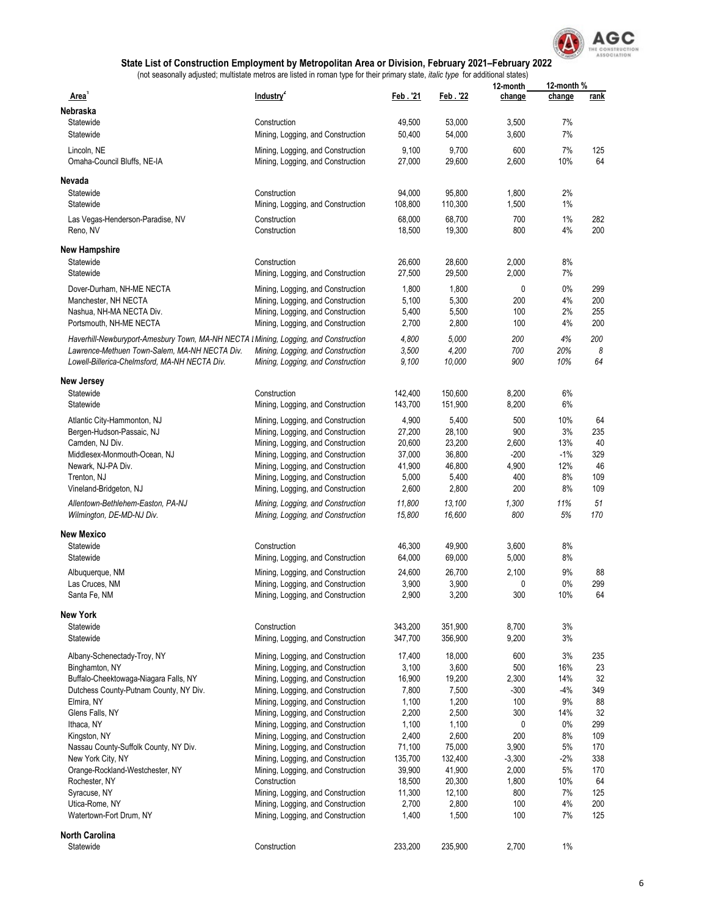## State List of Construction Employment by Metropolitan Area or Division, February 2021–February 2022

(not seasonally adjusted; multistate metros are listed in roman type for their primary state, *italic type* for additional states)

| Area[1] | Industry[2] | Feb . '21 | Feb . '22 | 12-month change | 12-month % change | rank |
|---|---|---|---|---|---|---|
| **Nebraska** | | | | | | |
| Statewide | Construction | 49,500 | 53,000 | 3,500 | 7% | |
| Statewide | Mining, Logging, and Construction | 50,400 | 54,000 | 3,600 | 7% | |
| Lincoln, NE | Mining, Logging, and Construction | 9,100 | 9,700 | 600 | 7% | 125 |
| Omaha-Council Bluffs, NE-IA | Mining, Logging, and Construction | 27,000 | 29,600 | 2,600 | 10% | 64 |
| **Nevada** | | | | | | |
| Statewide | Construction | 94,000 | 95,800 | 1,800 | 2% | |
| Statewide | Mining, Logging, and Construction | 108,800 | 110,300 | 1,500 | 1% | |
| Las Vegas-Henderson-Paradise, NV | Construction | 68,000 | 68,700 | 700 | 1% | 282 |
| Reno, NV | Construction | 18,500 | 19,300 | 800 | 4% | 200 |
| **New Hampshire** | | | | | | |
| Statewide | Construction | 26,600 | 28,600 | 2,000 | 8% | |
| Statewide | Mining, Logging, and Construction | 27,500 | 29,500 | 2,000 | 7% | |
| Dover-Durham, NH-ME NECTA | Mining, Logging, and Construction | 1,800 | 1,800 | 0 | 0% | 299 |
| Manchester, NH NECTA | Mining, Logging, and Construction | 5,100 | 5,300 | 200 | 4% | 200 |
| Nashua, NH-MA NECTA Div. | Mining, Logging, and Construction | 5,400 | 5,500 | 100 | 2% | 255 |
| Portsmouth, NH-ME NECTA | Mining, Logging, and Construction | 2,700 | 2,800 | 100 | 4% | 200 |
| *Haverhill-Newburyport-Amesbury Town, MA-NH NECTA Div.* | *Mining, Logging, and Construction* | *4,800* | *5,000* | *200* | *4%* | *200* |
| *Lawrence-Methuen Town-Salem, MA-NH NECTA Div.* | *Mining, Logging, and Construction* | *3,500* | *4,200* | *700* | *20%* | *8* |
| *Lowell-Billerica-Chelmsford, MA-NH NECTA Div.* | *Mining, Logging, and Construction* | *9,100* | *10,000* | *900* | *10%* | *64* |
| **New Jersey** | | | | | | |
| Statewide | Construction | 142,400 | 150,600 | 8,200 | 6% | |
| Statewide | Mining, Logging, and Construction | 143,700 | 151,900 | 8,200 | 6% | |
| Atlantic City-Hammonton, NJ | Mining, Logging, and Construction | 4,900 | 5,400 | 500 | 10% | 64 |
| Bergen-Hudson-Passaic, NJ | Mining, Logging, and Construction | 27,200 | 28,100 | 900 | 3% | 235 |
| Camden, NJ Div. | Mining, Logging, and Construction | 20,600 | 23,200 | 2,600 | 13% | 40 |
| Middlesex-Monmouth-Ocean, NJ | Mining, Logging, and Construction | 37,000 | 36,800 | -200 | -1% | 329 |
| Newark, NJ-PA Div. | Mining, Logging, and Construction | 41,900 | 46,800 | 4,900 | 12% | 46 |
| Trenton, NJ | Mining, Logging, and Construction | 5,000 | 5,400 | 400 | 8% | 109 |
| Vineland-Bridgeton, NJ | Mining, Logging, and Construction | 2,600 | 2,800 | 200 | 8% | 109 |
| *Allentown-Bethlehem-Easton, PA-NJ* | *Mining, Logging, and Construction* | *11,800* | *13,100* | *1,300* | *11%* | *51* |
| *Wilmington, DE-MD-NJ Div.* | *Mining, Logging, and Construction* | *15,800* | *16,600* | *800* | *5%* | *170* |
| **New Mexico** | | | | | | |
| Statewide | Construction | 46,300 | 49,900 | 3,600 | 8% | |
| Statewide | Mining, Logging, and Construction | 64,000 | 69,000 | 5,000 | 8% | |
| Albuquerque, NM | Mining, Logging, and Construction | 24,600 | 26,700 | 2,100 | 9% | 88 |
| Las Cruces, NM | Mining, Logging, and Construction | 3,900 | 3,900 | 0 | 0% | 299 |
| Santa Fe, NM | Mining, Logging, and Construction | 2,900 | 3,200 | 300 | 10% | 64 |
| **New York** | | | | | | |
| Statewide | Construction | 343,200 | 351,900 | 8,700 | 3% | |
| Statewide | Mining, Logging, and Construction | 347,700 | 356,900 | 9,200 | 3% | |
| Albany-Schenectady-Troy, NY | Mining, Logging, and Construction | 17,400 | 18,000 | 600 | 3% | 235 |
| Binghamton, NY | Mining, Logging, and Construction | 3,100 | 3,600 | 500 | 16% | 23 |
| Buffalo-Cheektowaga-Niagara Falls, NY | Mining, Logging, and Construction | 16,900 | 19,200 | 2,300 | 14% | 32 |
| Dutchess County-Putnam County, NY Div. | Mining, Logging, and Construction | 7,800 | 7,500 | -300 | -4% | 349 |
| Elmira, NY | Mining, Logging, and Construction | 1,100 | 1,200 | 100 | 9% | 88 |
| Glens Falls, NY | Mining, Logging, and Construction | 2,200 | 2,500 | 300 | 14% | 32 |
| Ithaca, NY | Mining, Logging, and Construction | 1,100 | 1,100 | 0 | 0% | 299 |
| Kingston, NY | Mining, Logging, and Construction | 2,400 | 2,600 | 200 | 8% | 109 |
| Nassau County-Suffolk County, NY Div. | Mining, Logging, and Construction | 71,100 | 75,000 | 3,900 | 5% | 170 |
| New York City, NY | Mining, Logging, and Construction | 135,700 | 132,400 | -3,300 | -2% | 338 |
| Orange-Rockland-Westchester, NY | Mining, Logging, and Construction | 39,900 | 41,900 | 2,000 | 5% | 170 |
| Rochester, NY | Construction | 18,500 | 20,300 | 1,800 | 10% | 64 |
| Syracuse, NY | Mining, Logging, and Construction | 11,300 | 12,100 | 800 | 7% | 125 |
| Utica-Rome, NY | Mining, Logging, and Construction | 2,700 | 2,800 | 100 | 4% | 200 |
| Watertown-Fort Drum, NY | Mining, Logging, and Construction | 1,400 | 1,500 | 100 | 7% | 125 |
| **North Carolina** | | | | | | |
| Statewide | Construction | 233,200 | 235,900 | 2,700 | 1% | |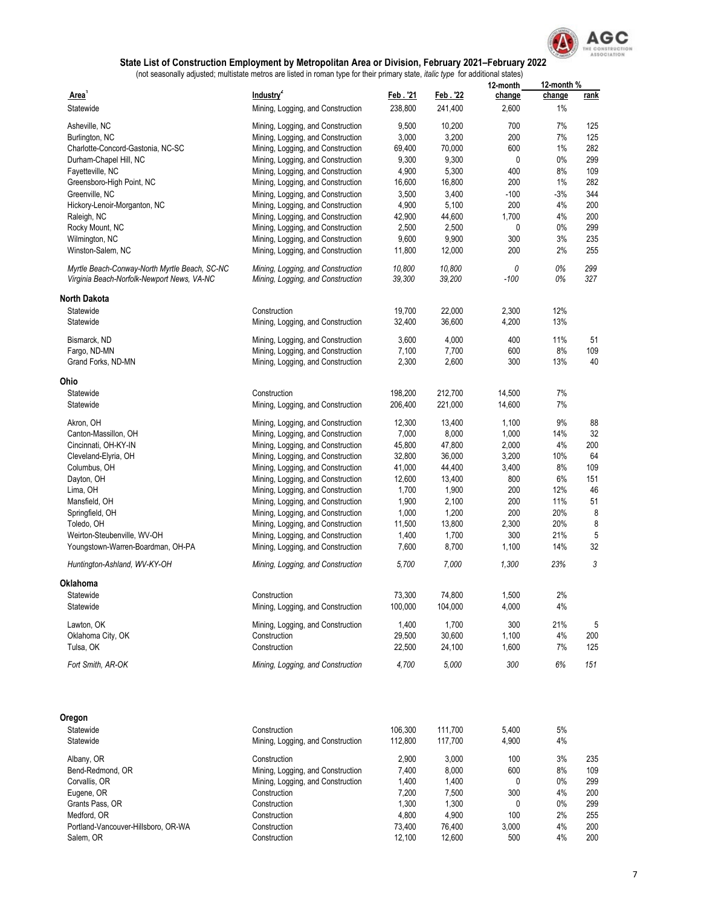## State List of Construction Employment by Metropolitan Area or Division, February 2021–February 2022

(not seasonally adjusted; multistate metros are listed in roman type for their primary state, *italic type* for additional states)

| Area[1] | Industry[2] | Feb . '21 | Feb . '22 | 12-month change | 12-month % change | rank |
|---|---|---|---|---|---|---|
| Statewide | Mining, Logging, and Construction | 238,800 | 241,400 | 2,600 | 1% | |
| Asheville, NC | Mining, Logging, and Construction | 9,500 | 10,200 | 700 | 7% | 125 |
| Burlington, NC | Mining, Logging, and Construction | 3,000 | 3,200 | 200 | 7% | 125 |
| Charlotte-Concord-Gastonia, NC-SC | Mining, Logging, and Construction | 69,400 | 70,000 | 600 | 1% | 282 |
| Durham-Chapel Hill, NC | Mining, Logging, and Construction | 9,300 | 9,300 | 0 | 0% | 299 |
| Fayetteville, NC | Mining, Logging, and Construction | 4,900 | 5,300 | 400 | 8% | 109 |
| Greensboro-High Point, NC | Mining, Logging, and Construction | 16,600 | 16,800 | 200 | 1% | 282 |
| Greenville, NC | Mining, Logging, and Construction | 3,500 | 3,400 | -100 | -3% | 344 |
| Hickory-Lenoir-Morganton, NC | Mining, Logging, and Construction | 4,900 | 5,100 | 200 | 4% | 200 |
| Raleigh, NC | Mining, Logging, and Construction | 42,900 | 44,600 | 1,700 | 4% | 200 |
| Rocky Mount, NC | Mining, Logging, and Construction | 2,500 | 2,500 | 0 | 0% | 299 |
| Wilmington, NC | Mining, Logging, and Construction | 9,600 | 9,900 | 300 | 3% | 235 |
| Winston-Salem, NC | Mining, Logging, and Construction | 11,800 | 12,000 | 200 | 2% | 255 |
| *Myrtle Beach-Conway-North Myrtle Beach, SC-NC* | *Mining, Logging, and Construction* | *10,800* | *10,800* | *0* | *0%* | *299* |
| *Virginia Beach-Norfolk-Newport News, VA-NC* | *Mining, Logging, and Construction* | *39,300* | *39,200* | *-100* | *0%* | *327* |
| **North Dakota** | | | | | | |
| Statewide | Construction | 19,700 | 22,000 | 2,300 | 12% | |
| Statewide | Mining, Logging, and Construction | 32,400 | 36,600 | 4,200 | 13% | |
| Bismarck, ND | Mining, Logging, and Construction | 3,600 | 4,000 | 400 | 11% | 51 |
| Fargo, ND-MN | Mining, Logging, and Construction | 7,100 | 7,700 | 600 | 8% | 109 |
| Grand Forks, ND-MN | Mining, Logging, and Construction | 2,300 | 2,600 | 300 | 13% | 40 |
| **Ohio** | | | | | | |
| Statewide | Construction | 198,200 | 212,700 | 14,500 | 7% | |
| Statewide | Mining, Logging, and Construction | 206,400 | 221,000 | 14,600 | 7% | |
| Akron, OH | Mining, Logging, and Construction | 12,300 | 13,400 | 1,100 | 9% | 88 |
| Canton-Massillon, OH | Mining, Logging, and Construction | 7,000 | 8,000 | 1,000 | 14% | 32 |
| Cincinnati, OH-KY-IN | Mining, Logging, and Construction | 45,800 | 47,800 | 2,000 | 4% | 200 |
| Cleveland-Elyria, OH | Mining, Logging, and Construction | 32,800 | 36,000 | 3,200 | 10% | 64 |
| Columbus, OH | Mining, Logging, and Construction | 41,000 | 44,400 | 3,400 | 8% | 109 |
| Dayton, OH | Mining, Logging, and Construction | 12,600 | 13,400 | 800 | 6% | 151 |
| Lima, OH | Mining, Logging, and Construction | 1,700 | 1,900 | 200 | 12% | 46 |
| Mansfield, OH | Mining, Logging, and Construction | 1,900 | 2,100 | 200 | 11% | 51 |
| Springfield, OH | Mining, Logging, and Construction | 1,000 | 1,200 | 200 | 20% | 8 |
| Toledo, OH | Mining, Logging, and Construction | 11,500 | 13,800 | 2,300 | 20% | 8 |
| Weirton-Steubenville, WV-OH | Mining, Logging, and Construction | 1,400 | 1,700 | 300 | 21% | 5 |
| Youngstown-Warren-Boardman, OH-PA | Mining, Logging, and Construction | 7,600 | 8,700 | 1,100 | 14% | 32 |
| *Huntington-Ashland, WV-KY-OH* | *Mining, Logging, and Construction* | *5,700* | *7,000* | *1,300* | *23%* | *3* |
| **Oklahoma** | | | | | | |
| Statewide | Construction | 73,300 | 74,800 | 1,500 | 2% | |
| Statewide | Mining, Logging, and Construction | 100,000 | 104,000 | 4,000 | 4% | |
| Lawton, OK | Mining, Logging, and Construction | 1,400 | 1,700 | 300 | 21% | 5 |
| Oklahoma City, OK | Construction | 29,500 | 30,600 | 1,100 | 4% | 200 |
| Tulsa, OK | Construction | 22,500 | 24,100 | 1,600 | 7% | 125 |
| *Fort Smith, AR-OK* | *Mining, Logging, and Construction* | *4,700* | *5,000* | *300* | *6%* | *151* |
| **Oregon** | | | | | | |
| Statewide | Construction | 106,300 | 111,700 | 5,400 | 5% | |
| Statewide | Mining, Logging, and Construction | 112,800 | 117,700 | 4,900 | 4% | |
| Albany, OR | Construction | 2,900 | 3,000 | 100 | 3% | 235 |
| Bend-Redmond, OR | Mining, Logging, and Construction | 7,400 | 8,000 | 600 | 8% | 109 |
| Corvallis, OR | Mining, Logging, and Construction | 1,400 | 1,400 | 0 | 0% | 299 |
| Eugene, OR | Construction | 7,200 | 7,500 | 300 | 4% | 200 |
| Grants Pass, OR | Construction | 1,300 | 1,300 | 0 | 0% | 299 |
| Medford, OR | Construction | 4,800 | 4,900 | 100 | 2% | 255 |
| Portland-Vancouver-Hillsboro, OR-WA | Construction | 73,400 | 76,400 | 3,000 | 4% | 200 |
| Salem, OR | Construction | 12,100 | 12,600 | 500 | 4% | 200 |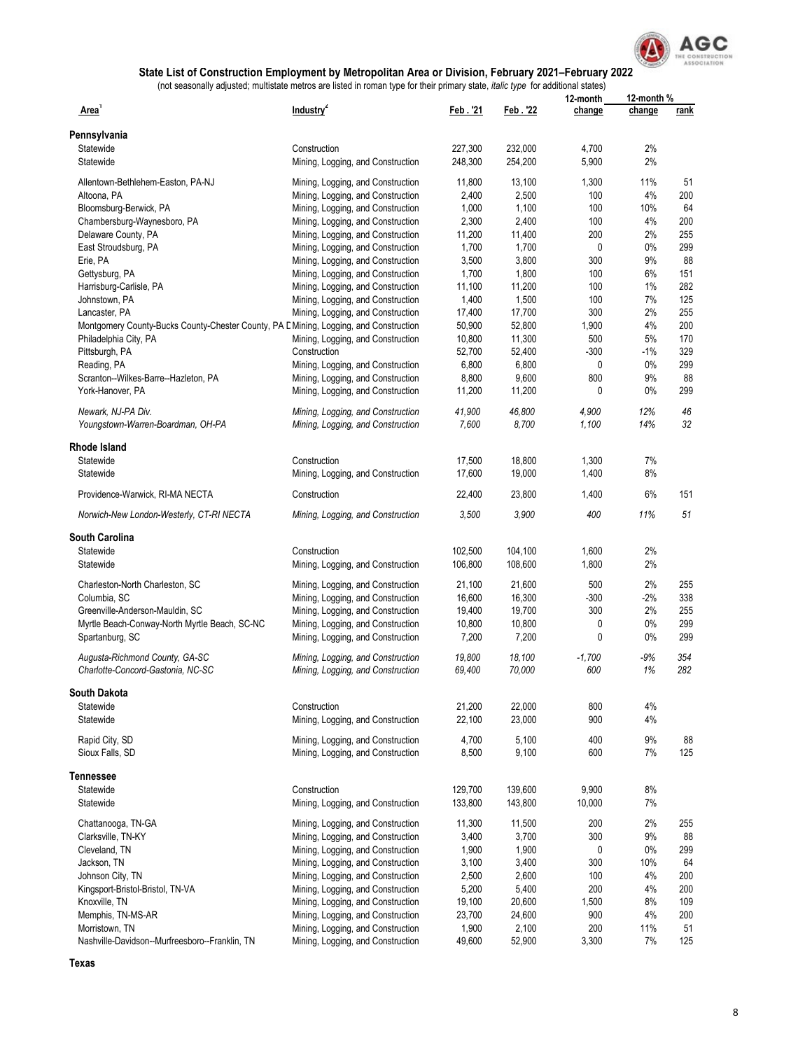## State List of Construction Employment by Metropolitan Area or Division, February 2021–February 2022

(not seasonally adjusted; multistate metros are listed in roman type for their primary state, *italic type* for additional states)

| Area[1] | Industry[2] | Feb . '21 | Feb . '22 | 12-month change | 12-month % change | rank |
|---|---|---|---|---|---|---|
| **Pennsylvania** | | | | | | |
| Statewide | Construction | 227,300 | 232,000 | 4,700 | 2% | |
| Statewide | Mining, Logging, and Construction | 248,300 | 254,200 | 5,900 | 2% | |
| Allentown-Bethlehem-Easton, PA-NJ | Mining, Logging, and Construction | 11,800 | 13,100 | 1,300 | 11% | 51 |
| Altoona, PA | Mining, Logging, and Construction | 2,400 | 2,500 | 100 | 4% | 200 |
| Bloomsburg-Berwick, PA | Mining, Logging, and Construction | 1,000 | 1,100 | 100 | 10% | 64 |
| Chambersburg-Waynesboro, PA | Mining, Logging, and Construction | 2,300 | 2,400 | 100 | 4% | 200 |
| Delaware County, PA | Mining, Logging, and Construction | 11,200 | 11,400 | 200 | 2% | 255 |
| East Stroudsburg, PA | Mining, Logging, and Construction | 1,700 | 1,700 | 0 | 0% | 299 |
| Erie, PA | Mining, Logging, and Construction | 3,500 | 3,800 | 300 | 9% | 88 |
| Gettysburg, PA | Mining, Logging, and Construction | 1,700 | 1,800 | 100 | 6% | 151 |
| Harrisburg-Carlisle, PA | Mining, Logging, and Construction | 11,100 | 11,200 | 100 | 1% | 282 |
| Johnstown, PA | Mining, Logging, and Construction | 1,400 | 1,500 | 100 | 7% | 125 |
| Lancaster, PA | Mining, Logging, and Construction | 17,400 | 17,700 | 300 | 2% | 255 |
| Montgomery County-Bucks County-Chester County, PA D | Mining, Logging, and Construction | 50,900 | 52,800 | 1,900 | 4% | 200 |
| Philadelphia City, PA | Mining, Logging, and Construction | 10,800 | 11,300 | 500 | 5% | 170 |
| Pittsburgh, PA | Construction | 52,700 | 52,400 | -300 | -1% | 329 |
| Reading, PA | Mining, Logging, and Construction | 6,800 | 6,800 | 0 | 0% | 299 |
| Scranton--Wilkes-Barre--Hazleton, PA | Mining, Logging, and Construction | 8,800 | 9,600 | 800 | 9% | 88 |
| York-Hanover, PA | Mining, Logging, and Construction | 11,200 | 11,200 | 0 | 0% | 299 |
| *Newark, NJ-PA Div.* | *Mining, Logging, and Construction* | *41,900* | *46,800* | *4,900* | *12%* | *46* |
| *Youngstown-Warren-Boardman, OH-PA* | *Mining, Logging, and Construction* | *7,600* | *8,700* | *1,100* | *14%* | *32* |
| **Rhode Island** | | | | | | |
| Statewide | Construction | 17,500 | 18,800 | 1,300 | 7% | |
| Statewide | Mining, Logging, and Construction | 17,600 | 19,000 | 1,400 | 8% | |
| Providence-Warwick, RI-MA NECTA | Construction | 22,400 | 23,800 | 1,400 | 6% | 151 |
| *Norwich-New London-Westerly, CT-RI NECTA* | *Mining, Logging, and Construction* | *3,500* | *3,900* | *400* | *11%* | *51* |
| **South Carolina** | | | | | | |
| Statewide | Construction | 102,500 | 104,100 | 1,600 | 2% | |
| Statewide | Mining, Logging, and Construction | 106,800 | 108,600 | 1,800 | 2% | |
| Charleston-North Charleston, SC | Mining, Logging, and Construction | 21,100 | 21,600 | 500 | 2% | 255 |
| Columbia, SC | Mining, Logging, and Construction | 16,600 | 16,300 | -300 | -2% | 338 |
| Greenville-Anderson-Mauldin, SC | Mining, Logging, and Construction | 19,400 | 19,700 | 300 | 2% | 255 |
| Myrtle Beach-Conway-North Myrtle Beach, SC-NC | Mining, Logging, and Construction | 10,800 | 10,800 | 0 | 0% | 299 |
| Spartanburg, SC | Mining, Logging, and Construction | 7,200 | 7,200 | 0 | 0% | 299 |
| *Augusta-Richmond County, GA-SC* | *Mining, Logging, and Construction* | *19,800* | *18,100* | *-1,700* | *-9%* | *354* |
| *Charlotte-Concord-Gastonia, NC-SC* | *Mining, Logging, and Construction* | *69,400* | *70,000* | *600* | *1%* | *282* |
| **South Dakota** | | | | | | |
| Statewide | Construction | 21,200 | 22,000 | 800 | 4% | |
| Statewide | Mining, Logging, and Construction | 22,100 | 23,000 | 900 | 4% | |
| Rapid City, SD | Mining, Logging, and Construction | 4,700 | 5,100 | 400 | 9% | 88 |
| Sioux Falls, SD | Mining, Logging, and Construction | 8,500 | 9,100 | 600 | 7% | 125 |
| **Tennessee** | | | | | | |
| Statewide | Construction | 129,700 | 139,600 | 9,900 | 8% | |
| Statewide | Mining, Logging, and Construction | 133,800 | 143,800 | 10,000 | 7% | |
| Chattanooga, TN-GA | Mining, Logging, and Construction | 11,300 | 11,500 | 200 | 2% | 255 |
| Clarksville, TN-KY | Mining, Logging, and Construction | 3,400 | 3,700 | 300 | 9% | 88 |
| Cleveland, TN | Mining, Logging, and Construction | 1,900 | 1,900 | 0 | 0% | 299 |
| Jackson, TN | Mining, Logging, and Construction | 3,100 | 3,400 | 300 | 10% | 64 |
| Johnson City, TN | Mining, Logging, and Construction | 2,500 | 2,600 | 100 | 4% | 200 |
| Kingsport-Bristol-Bristol, TN-VA | Mining, Logging, and Construction | 5,200 | 5,400 | 200 | 4% | 200 |
| Knoxville, TN | Mining, Logging, and Construction | 19,100 | 20,600 | 1,500 | 8% | 109 |
| Memphis, TN-MS-AR | Mining, Logging, and Construction | 23,700 | 24,600 | 900 | 4% | 200 |
| Morristown, TN | Mining, Logging, and Construction | 1,900 | 2,100 | 200 | 11% | 51 |
| Nashville-Davidson--Murfreesboro--Franklin, TN | Mining, Logging, and Construction | 49,600 | 52,900 | 3,300 | 7% | 125 |
| **Texas** | | | | | | |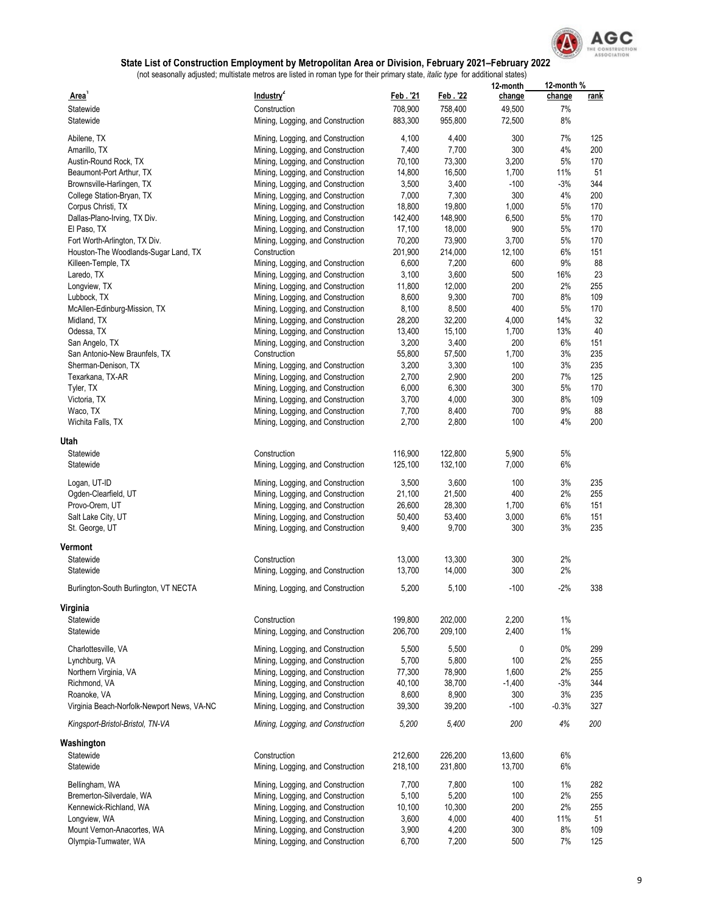## State List of Construction Employment by Metropolitan Area or Division, February 2021–February 2022

(not seasonally adjusted; multistate metros are listed in roman type for their primary state, *italic type* for additional states)

| Area[1] | Industry[2] | Feb . '21 | Feb . '22 | 12-month change | 12-month % change | rank |
|---|---|---|---|---|---|---|
| Statewide | Construction | 708,900 | 758,400 | 49,500 | 7% | |
| Statewide | Mining, Logging, and Construction | 883,300 | 955,800 | 72,500 | 8% | |
| Abilene, TX | Mining, Logging, and Construction | 4,100 | 4,400 | 300 | 7% | 125 |
| Amarillo, TX | Mining, Logging, and Construction | 7,400 | 7,700 | 300 | 4% | 200 |
| Austin-Round Rock, TX | Mining, Logging, and Construction | 70,100 | 73,300 | 3,200 | 5% | 170 |
| Beaumont-Port Arthur, TX | Mining, Logging, and Construction | 14,800 | 16,500 | 1,700 | 11% | 51 |
| Brownsville-Harlingen, TX | Mining, Logging, and Construction | 3,500 | 3,400 | -100 | -3% | 344 |
| College Station-Bryan, TX | Mining, Logging, and Construction | 7,000 | 7,300 | 300 | 4% | 200 |
| Corpus Christi, TX | Mining, Logging, and Construction | 18,800 | 19,800 | 1,000 | 5% | 170 |
| Dallas-Plano-Irving, TX Div. | Mining, Logging, and Construction | 142,400 | 148,900 | 6,500 | 5% | 170 |
| El Paso, TX | Mining, Logging, and Construction | 17,100 | 18,000 | 900 | 5% | 170 |
| Fort Worth-Arlington, TX Div. | Mining, Logging, and Construction | 70,200 | 73,900 | 3,700 | 5% | 170 |
| Houston-The Woodlands-Sugar Land, TX | Construction | 201,900 | 214,000 | 12,100 | 6% | 151 |
| Killeen-Temple, TX | Mining, Logging, and Construction | 6,600 | 7,200 | 600 | 9% | 88 |
| Laredo, TX | Mining, Logging, and Construction | 3,100 | 3,600 | 500 | 16% | 23 |
| Longview, TX | Mining, Logging, and Construction | 11,800 | 12,000 | 200 | 2% | 255 |
| Lubbock, TX | Mining, Logging, and Construction | 8,600 | 9,300 | 700 | 8% | 109 |
| McAllen-Edinburg-Mission, TX | Mining, Logging, and Construction | 8,100 | 8,500 | 400 | 5% | 170 |
| Midland, TX | Mining, Logging, and Construction | 28,200 | 32,200 | 4,000 | 14% | 32 |
| Odessa, TX | Mining, Logging, and Construction | 13,400 | 15,100 | 1,700 | 13% | 40 |
| San Angelo, TX | Mining, Logging, and Construction | 3,200 | 3,400 | 200 | 6% | 151 |
| San Antonio-New Braunfels, TX | Construction | 55,800 | 57,500 | 1,700 | 3% | 235 |
| Sherman-Denison, TX | Mining, Logging, and Construction | 3,200 | 3,300 | 100 | 3% | 235 |
| Texarkana, TX-AR | Mining, Logging, and Construction | 2,700 | 2,900 | 200 | 7% | 125 |
| Tyler, TX | Mining, Logging, and Construction | 6,000 | 6,300 | 300 | 5% | 170 |
| Victoria, TX | Mining, Logging, and Construction | 3,700 | 4,000 | 300 | 8% | 109 |
| Waco, TX | Mining, Logging, and Construction | 7,700 | 8,400 | 700 | 9% | 88 |
| Wichita Falls, TX | Mining, Logging, and Construction | 2,700 | 2,800 | 100 | 4% | 200 |
| **Utah** | | | | | | |
| Statewide | Construction | 116,900 | 122,800 | 5,900 | 5% | |
| Statewide | Mining, Logging, and Construction | 125,100 | 132,100 | 7,000 | 6% | |
| Logan, UT-ID | Mining, Logging, and Construction | 3,500 | 3,600 | 100 | 3% | 235 |
| Ogden-Clearfield, UT | Mining, Logging, and Construction | 21,100 | 21,500 | 400 | 2% | 255 |
| Provo-Orem, UT | Mining, Logging, and Construction | 26,600 | 28,300 | 1,700 | 6% | 151 |
| Salt Lake City, UT | Mining, Logging, and Construction | 50,400 | 53,400 | 3,000 | 6% | 151 |
| St. George, UT | Mining, Logging, and Construction | 9,400 | 9,700 | 300 | 3% | 235 |
| **Vermont** | | | | | | |
| Statewide | Construction | 13,000 | 13,300 | 300 | 2% | |
| Statewide | Mining, Logging, and Construction | 13,700 | 14,000 | 300 | 2% | |
| Burlington-South Burlington, VT NECTA | Mining, Logging, and Construction | 5,200 | 5,100 | -100 | -2% | 338 |
| **Virginia** | | | | | | |
| Statewide | Construction | 199,800 | 202,000 | 2,200 | 1% | |
| Statewide | Mining, Logging, and Construction | 206,700 | 209,100 | 2,400 | 1% | |
| Charlottesville, VA | Mining, Logging, and Construction | 5,500 | 5,500 | 0 | 0% | 299 |
| Lynchburg, VA | Mining, Logging, and Construction | 5,700 | 5,800 | 100 | 2% | 255 |
| Northern Virginia, VA | Mining, Logging, and Construction | 77,300 | 78,900 | 1,600 | 2% | 255 |
| Richmond, VA | Mining, Logging, and Construction | 40,100 | 38,700 | -1,400 | -3% | 344 |
| Roanoke, VA | Mining, Logging, and Construction | 8,600 | 8,900 | 300 | 3% | 235 |
| Virginia Beach-Norfolk-Newport News, VA-NC | Mining, Logging, and Construction | 39,300 | 39,200 | -100 | -0.3% | 327 |
| *Kingsport-Bristol-Bristol, TN-VA* | *Mining, Logging, and Construction* | *5,200* | *5,400* | *200* | *4%* | *200* |
| **Washington** | | | | | | |
| Statewide | Construction | 212,600 | 226,200 | 13,600 | 6% | |
| Statewide | Mining, Logging, and Construction | 218,100 | 231,800 | 13,700 | 6% | |
| Bellingham, WA | Mining, Logging, and Construction | 7,700 | 7,800 | 100 | 1% | 282 |
| Bremerton-Silverdale, WA | Mining, Logging, and Construction | 5,100 | 5,200 | 100 | 2% | 255 |
| Kennewick-Richland, WA | Mining, Logging, and Construction | 10,100 | 10,300 | 200 | 2% | 255 |
| Longview, WA | Mining, Logging, and Construction | 3,600 | 4,000 | 400 | 11% | 51 |
| Mount Vernon-Anacortes, WA | Mining, Logging, and Construction | 3,900 | 4,200 | 300 | 8% | 109 |
| Olympia-Tumwater, WA | Mining, Logging, and Construction | 6,700 | 7,200 | 500 | 7% | 125 |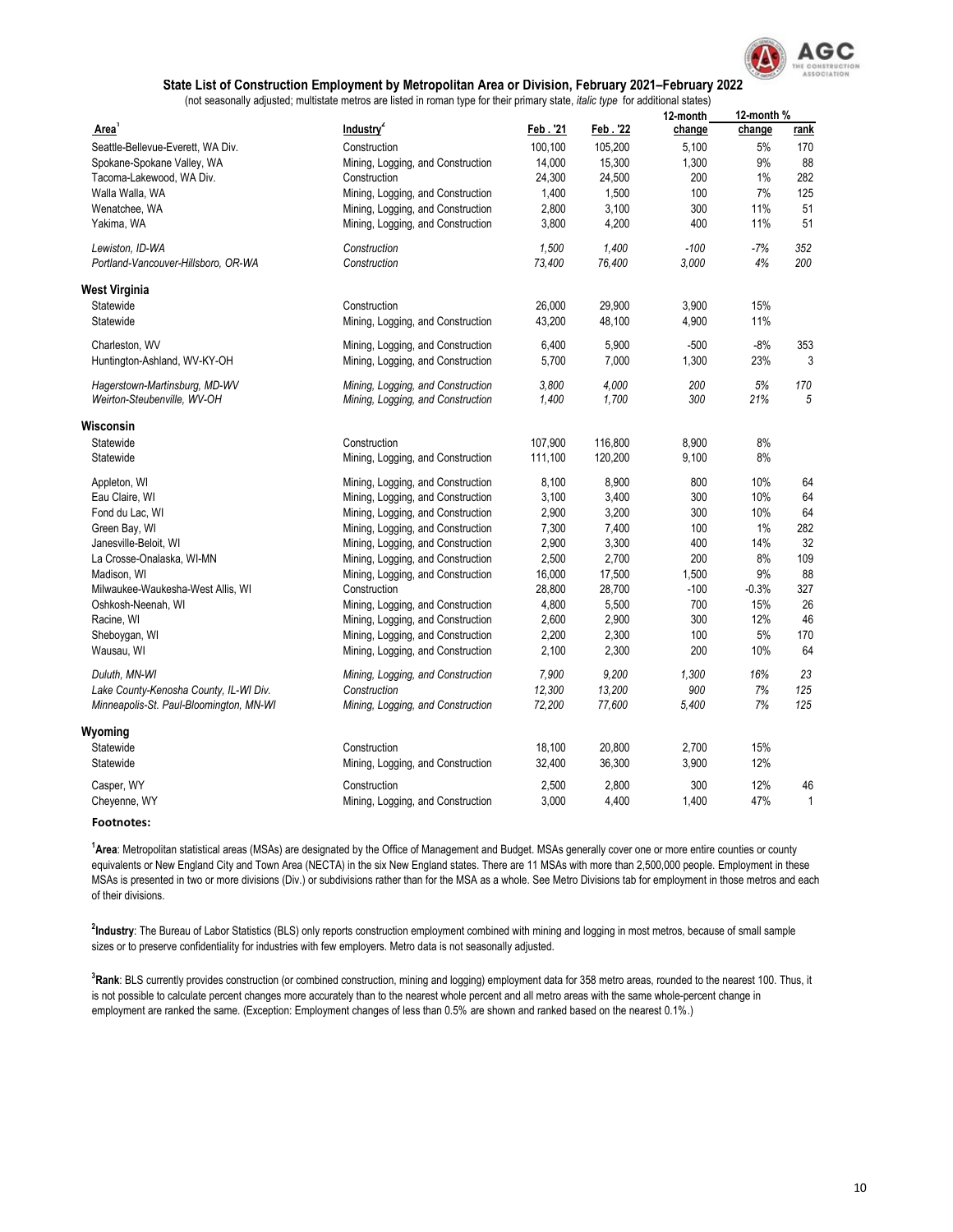## State List of Construction Employment by Metropolitan Area or Division, February 2021–February 2022

(not seasonally adjusted; multistate metros are listed in roman type for their primary state, *italic type* for additional states)

| Area[1] | Industry[2] | Feb . '21 | Feb . '22 | 12-month change | 12-month % change | rank |
|---|---|---|---|---|---|---|
| Seattle-Bellevue-Everett, WA Div. | Construction | 100,100 | 105,200 | 5,100 | 5% | 170 |
| Spokane-Spokane Valley, WA | Mining, Logging, and Construction | 14,000 | 15,300 | 1,300 | 9% | 88 |
| Tacoma-Lakewood, WA Div. | Construction | 24,300 | 24,500 | 200 | 1% | 282 |
| Walla Walla, WA | Mining, Logging, and Construction | 1,400 | 1,500 | 100 | 7% | 125 |
| Wenatchee, WA | Mining, Logging, and Construction | 2,800 | 3,100 | 300 | 11% | 51 |
| Yakima, WA | Mining, Logging, and Construction | 3,800 | 4,200 | 400 | 11% | 51 |
| *Lewiston, ID-WA* | *Construction* | *1,500* | *1,400* | *-100* | *-7%* | *352* |
| *Portland-Vancouver-Hillsboro, OR-WA* | *Construction* | *73,400* | *76,400* | *3,000* | *4%* | *200* |
| **West Virginia** | | | | | | |
| Statewide | Construction | 26,000 | 29,900 | 3,900 | 15% | |
| Statewide | Mining, Logging, and Construction | 43,200 | 48,100 | 4,900 | 11% | |
| Charleston, WV | Mining, Logging, and Construction | 6,400 | 5,900 | -500 | -8% | 353 |
| Huntington-Ashland, WV-KY-OH | Mining, Logging, and Construction | 5,700 | 7,000 | 1,300 | 23% | 3 |
| *Hagerstown-Martinsburg, MD-WV* | *Mining, Logging, and Construction* | *3,800* | *4,000* | *200* | *5%* | *170* |
| *Weirton-Steubenville, WV-OH* | *Mining, Logging, and Construction* | *1,400* | *1,700* | *300* | *21%* | *5* |
| **Wisconsin** | | | | | | |
| Statewide | Construction | 107,900 | 116,800 | 8,900 | 8% | |
| Statewide | Mining, Logging, and Construction | 111,100 | 120,200 | 9,100 | 8% | |
| Appleton, WI | Mining, Logging, and Construction | 8,100 | 8,900 | 800 | 10% | 64 |
| Eau Claire, WI | Mining, Logging, and Construction | 3,100 | 3,400 | 300 | 10% | 64 |
| Fond du Lac, WI | Mining, Logging, and Construction | 2,900 | 3,200 | 300 | 10% | 64 |
| Green Bay, WI | Mining, Logging, and Construction | 7,300 | 7,400 | 100 | 1% | 282 |
| Janesville-Beloit, WI | Mining, Logging, and Construction | 2,900 | 3,300 | 400 | 14% | 32 |
| La Crosse-Onalaska, WI-MN | Mining, Logging, and Construction | 2,500 | 2,700 | 200 | 8% | 109 |
| Madison, WI | Mining, Logging, and Construction | 16,000 | 17,500 | 1,500 | 9% | 88 |
| Milwaukee-Waukesha-West Allis, WI | Construction | 28,800 | 28,700 | -100 | -0.3% | 327 |
| Oshkosh-Neenah, WI | Mining, Logging, and Construction | 4,800 | 5,500 | 700 | 15% | 26 |
| Racine, WI | Mining, Logging, and Construction | 2,600 | 2,900 | 300 | 12% | 46 |
| Sheboygan, WI | Mining, Logging, and Construction | 2,200 | 2,300 | 100 | 5% | 170 |
| Wausau, WI | Mining, Logging, and Construction | 2,100 | 2,300 | 200 | 10% | 64 |
| *Duluth, MN-WI* | *Mining, Logging, and Construction* | *7,900* | *9,200* | *1,300* | *16%* | *23* |
| *Lake County-Kenosha County, IL-WI Div.* | *Construction* | *12,300* | *13,200* | *900* | *7%* | *125* |
| *Minneapolis-St. Paul-Bloomington, MN-WI* | *Mining, Logging, and Construction* | *72,200* | *77,600* | *5,400* | *7%* | *125* |
| **Wyoming** | | | | | | |
| Statewide | Construction | 18,100 | 20,800 | 2,700 | 15% | |
| Statewide | Mining, Logging, and Construction | 32,400 | 36,300 | 3,900 | 12% | |
| Casper, WY | Construction | 2,500 | 2,800 | 300 | 12% | 46 |
| Cheyenne, WY | Mining, Logging, and Construction | 3,000 | 4,400 | 1,400 | 47% | 1 |

**Footnotes:**

[1]**Area**: Metropolitan statistical areas (MSAs) are designated by the Office of Management and Budget. MSAs generally cover one or more entire counties or county equivalents or New England City and Town Area (NECTA) in the six New England states. There are 11 MSAs with more than 2,500,000 people. Employment in these MSAs is presented in two or more divisions (Div.) or subdivisions rather than for the MSA as a whole. See Metro Divisions tab for employment in those metros and each of their divisions.

[2]**Industry**: The Bureau of Labor Statistics (BLS) only reports construction employment combined with mining and logging in most metros, because of small sample sizes or to preserve confidentiality for industries with few employers. Metro data is not seasonally adjusted.

[3]**Rank**: BLS currently provides construction (or combined construction, mining and logging) employment data for 358 metro areas, rounded to the nearest 100. Thus, it is not possible to calculate percent changes more accurately than to the nearest whole percent and all metro areas with the same whole-percent change in employment are ranked the same. (Exception: Employment changes of less than 0.5% are shown and ranked based on the nearest 0.1%.)